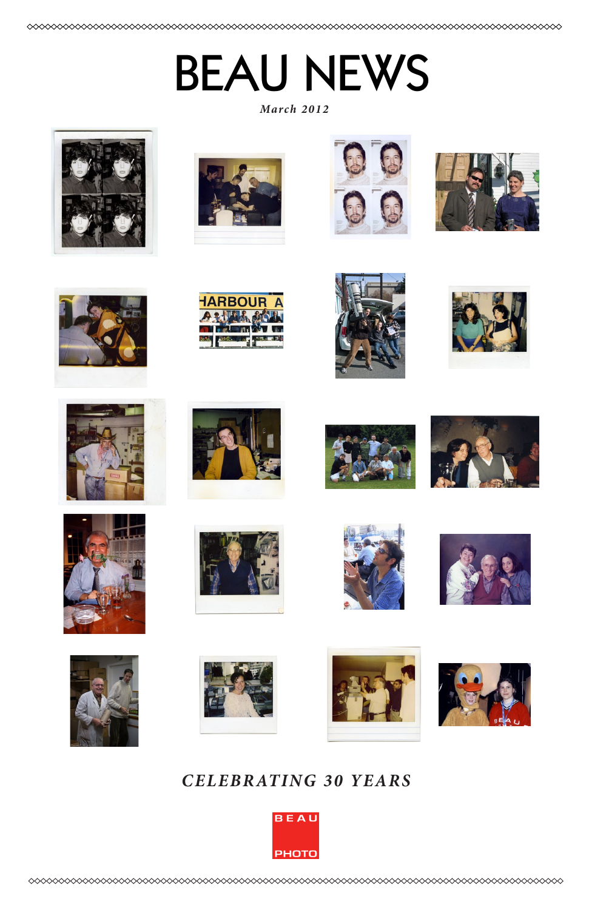# BEAU NEWS

*March 2012*

*CELEBRATING 30 YEARS*

BEAU PHOTO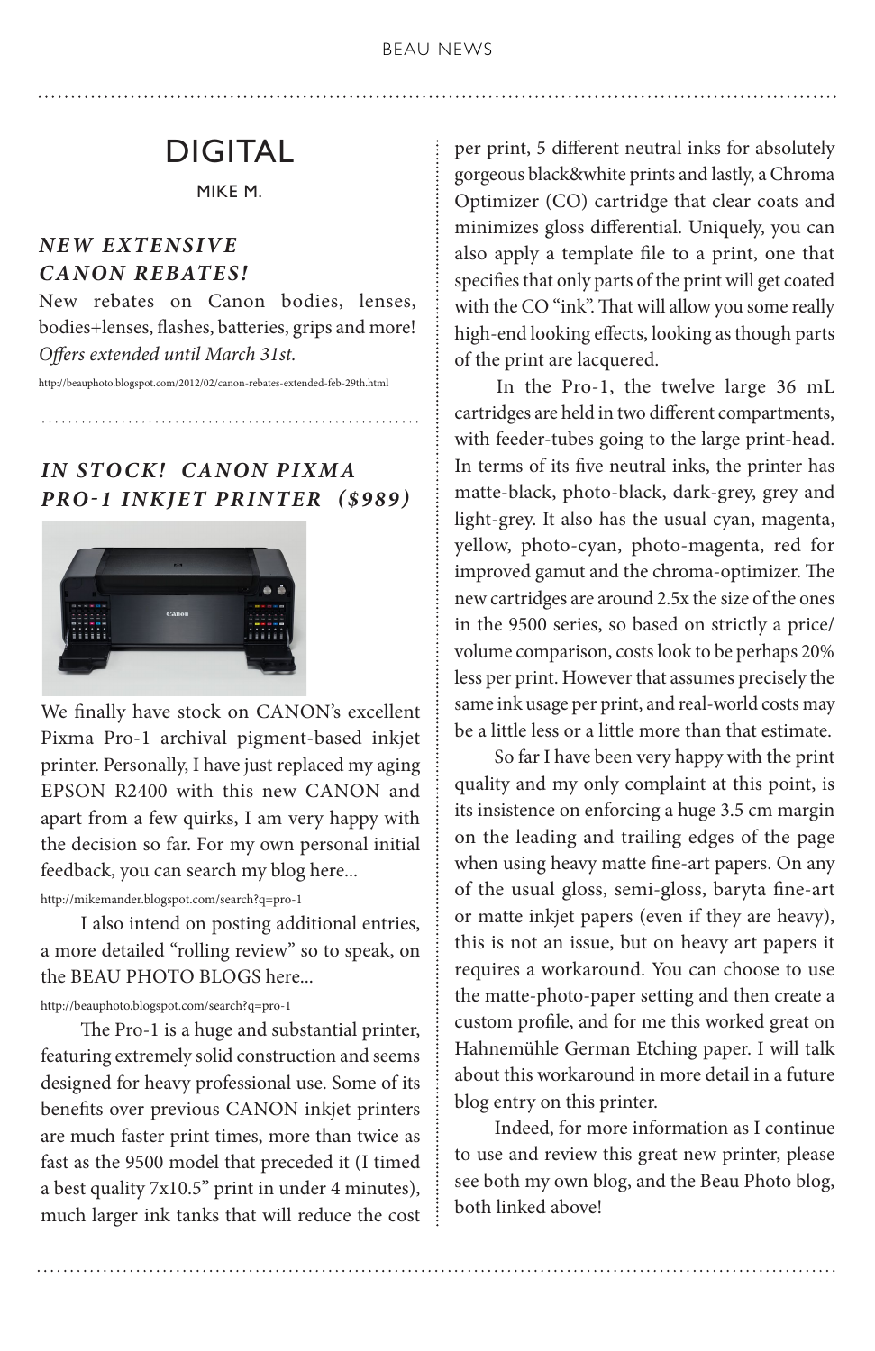# DIGITAL

MIKE M.

### *NEW EXTENSIVE CANON REBATES!*

New rebates on Canon bodies, lenses, bodies+lenses, flashes, batteries, grips and more! *Offers extended until March 31st.*

http://beauphoto.blogspot.com/2012/02/canon-rebates-extended-feb-29th.html

### *IN STOCK! CANON PIXMA PRO-1 INKJET PRINTER ($989)*

We finally have stock on CANON's excellent Pixma Pro-1 archival pigment-based inkjet printer. Personally, I have just replaced my aging EPSON R2400 with this new CANON and apart from a few quirks, I am very happy with the decision so far. For my own personal initial feedback, you can search my blog here...

http://mikemander.blogspot.com/search?q=pro-1

I also intend on posting additional entries, a more detailed "rolling review" so to speak, on the BEAU PHOTO BLOGS here...

http://beauphoto.blogspot.com/search?q=pro-1

The Pro-1 is a huge and substantial printer, featuring extremely solid construction and seems designed for heavy professional use. Some of its benefits over previous CANON inkjet printers are much faster print times, more than twice as fast as the 9500 model that preceded it (I timed a best quality 7x10.5" print in under 4 minutes), much larger ink tanks that will reduce the cost per print, 5 different neutral inks for absolutely gorgeous black&white prints and lastly, a Chroma Optimizer (CO) cartridge that clear coats and minimizes gloss differential. Uniquely, you can also apply a template file to a print, one that specifies that only parts of the print will get coated with the CO "ink". That will allow you some really high-end looking effects, looking as though parts of the print are lacquered.

In the Pro-1, the twelve large 36 mL cartridges are held in two different compartments, with feeder-tubes going to the large print-head. In terms of its five neutral inks, the printer has matte-black, photo-black, dark-grey, grey and light-grey. It also has the usual cyan, magenta, yellow, photo-cyan, photo-magenta, red for improved gamut and the chroma-optimizer. The new cartridges are around 2.5x the size of the ones in the 9500 series, so based on strictly a price/volume comparison, costs look to be perhaps 20% less per print. However that assumes precisely the same ink usage per print, and real-world costs may be a little less or a little more than that estimate.

So far I have been very happy with the print quality and my only complaint at this point, is its insistence on enforcing a huge 3.5 cm margin on the leading and trailing edges of the page when using heavy matte fine-art papers. On any of the usual gloss, semi-gloss, baryta fine-art or matte inkjet papers (even if they are heavy), this is not an issue, but on heavy art papers it requires a workaround. You can choose to use the matte-photo-paper setting and then create a custom profile, and for me this worked great on Hahnemühle German Etching paper. I will talk about this workaround in more detail in a future blog entry on this printer.

Indeed, for more information as I continue to use and review this great new printer, please see both my own blog, and the Beau Photo blog, both linked above!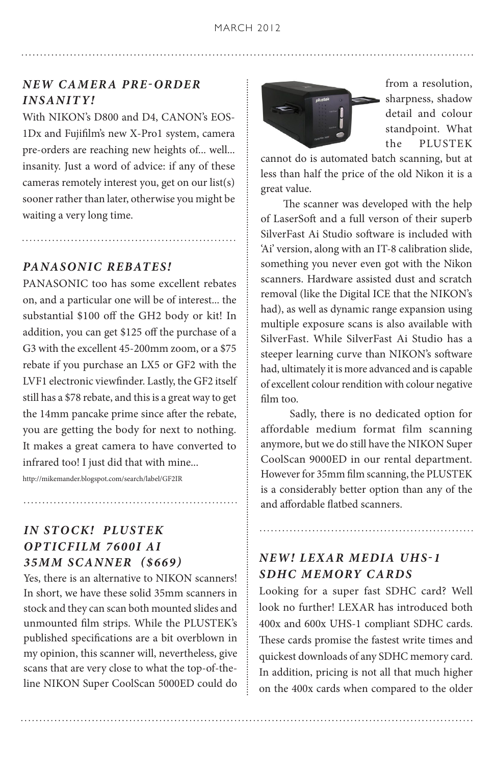## *NEW CAMERA PRE-ORDER INSANITY!*

With NIKON's D800 and D4, CANON's EOS-1Dx and Fujifilm's new X-Pro1 system, camera pre-orders are reaching new heights of... well... insanity. Just a word of advice: if any of these cameras remotely interest you, get on our list(s) sooner rather than later, otherwise you might be waiting a very long time.

## *PANASONIC REBATES!*

PANASONIC too has some excellent rebates on, and a particular one will be of interest... the substantial $100 off the GH2 body or kit! In addition, you can get $125 off the purchase of a G3 with the excellent 45-200mm zoom, or a $75 rebate if you purchase an LX5 or GF2 with the LVF1 electronic viewfinder. Lastly, the GF2 itself still has a $78 rebate, and this is a great way to get the 14mm pancake prime since after the rebate, you are getting the body for next to nothing. It makes a great camera to have converted to infrared too! I just did that with mine...

http://mikemander.blogspot.com/search/label/GF2IR

## *IN STOCK! PLUSTEK OPTICFILM 7600I AI 35MM SCANNER ($669)*

Yes, there is an alternative to NIKON scanners! In short, we have these solid 35mm scanners in stock and they can scan both mounted slides and unmounted film strips. While the PLUSTEK's published specifications are a bit overblown in my opinion, this scanner will, nevertheless, give scans that are very close to what the top-of-the-line NIKON Super CoolScan 5000ED could do from a resolution, sharpness, shadow detail and colour standpoint. What the PLUSTEK cannot do is automated batch scanning, but at less than half the price of the old Nikon it is a great value.

The scanner was developed with the help of LaserSoft and a full verson of their superb SilverFast Ai Studio software is included with 'Ai' version, along with an IT-8 calibration slide, something you never even got with the Nikon scanners. Hardware assisted dust and scratch removal (like the Digital ICE that the NIKON's had), as well as dynamic range expansion using multiple exposure scans is also available with SilverFast. While SilverFast Ai Studio has a steeper learning curve than NIKON's software had, ultimately it is more advanced and is capable of excellent colour rendition with colour negative film too.

Sadly, there is no dedicated option for affordable medium format film scanning anymore, but we do still have the NIKON Super CoolScan 9000ED in our rental department. However for 35mm film scanning, the PLUSTEK is a considerably better option than any of the and affordable flatbed scanners.

## *NEW! LEXAR MEDIA UHS-1 SDHC MEMORY CARDS*

Looking for a super fast SDHC card? Well look no further! LEXAR has introduced both 400x and 600x UHS-1 compliant SDHC cards. These cards promise the fastest write times and quickest downloads of any SDHC memory card. In addition, pricing is not all that much higher on the 400x cards when compared to the older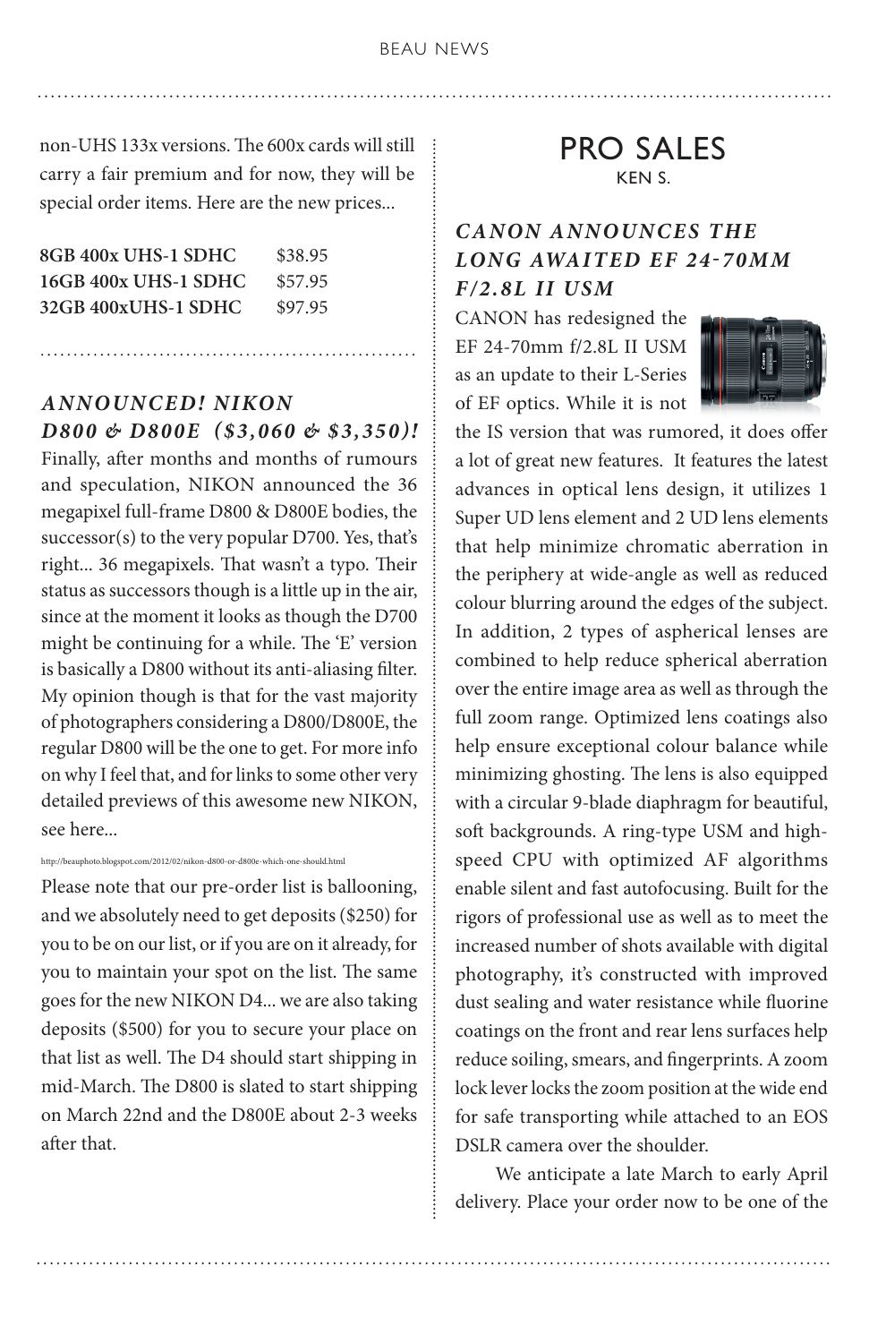non-UHS 133x versions. The 600x cards will still carry a fair premium and for now, they will be special order items. Here are the new prices...

| | |
|---|---|
| **8GB 400x UHS-1 SDHC** | $38.95 |
| **16GB 400x UHS-1 SDHC** | $57.95 |
| **32GB 400xUHS-1 SDHC** | $97.95 |

### *ANNOUNCED! NIKON D800 & D800E ($3,060 & $3,350)!*

Finally, after months and months of rumours and speculation, NIKON announced the 36 megapixel full-frame D800 & D800E bodies, the successor(s) to the very popular D700. Yes, that's right... 36 megapixels. That wasn't a typo. Their status as successors though is a little up in the air, since at the moment it looks as though the D700 might be continuing for a while. The 'E' version is basically a D800 without its anti-aliasing filter. My opinion though is that for the vast majority of photographers considering a D800/D800E, the regular D800 will be the one to get. For more info on why I feel that, and for links to some other very detailed previews of this awesome new NIKON, see here...

http://beauphoto.blogspot.com/2012/02/nikon-d800-or-d800e-which-one-should.html

Please note that our pre-order list is ballooning, and we absolutely need to get deposits ($250) for you to be on our list, or if you are on it already, for you to maintain your spot on the list. The same goes for the new NIKON D4... we are also taking deposits ($500) for you to secure your place on that list as well. The D4 should start shipping in mid-March. The D800 is slated to start shipping on March 22nd and the D800E about 2-3 weeks after that.

## PRO SALES

KEN S.

### *CANON ANNOUNCES THE LONG AWAITED EF 24-70MM F/2.8L II USM*

CANON has redesigned the EF 24-70mm f/2.8L II USM as an update to their L-Series of EF optics. While it is not the IS version that was rumored, it does offer a lot of great new features. It features the latest advances in optical lens design, it utilizes 1 Super UD lens element and 2 UD lens elements that help minimize chromatic aberration in the periphery at wide-angle as well as reduced colour blurring around the edges of the subject. In addition, 2 types of aspherical lenses are combined to help reduce spherical aberration over the entire image area as well as through the full zoom range. Optimized lens coatings also help ensure exceptional colour balance while minimizing ghosting. The lens is also equipped with a circular 9-blade diaphragm for beautiful, soft backgrounds. A ring-type USM and high-speed CPU with optimized AF algorithms enable silent and fast autofocusing. Built for the rigors of professional use as well as to meet the increased number of shots available with digital photography, it's constructed with improved dust sealing and water resistance while fluorine coatings on the front and rear lens surfaces help reduce soiling, smears, and fingerprints. A zoom lock lever locks the zoom position at the wide end for safe transporting while attached to an EOS DSLR camera over the shoulder.

We anticipate a late March to early April delivery. Place your order now to be one of the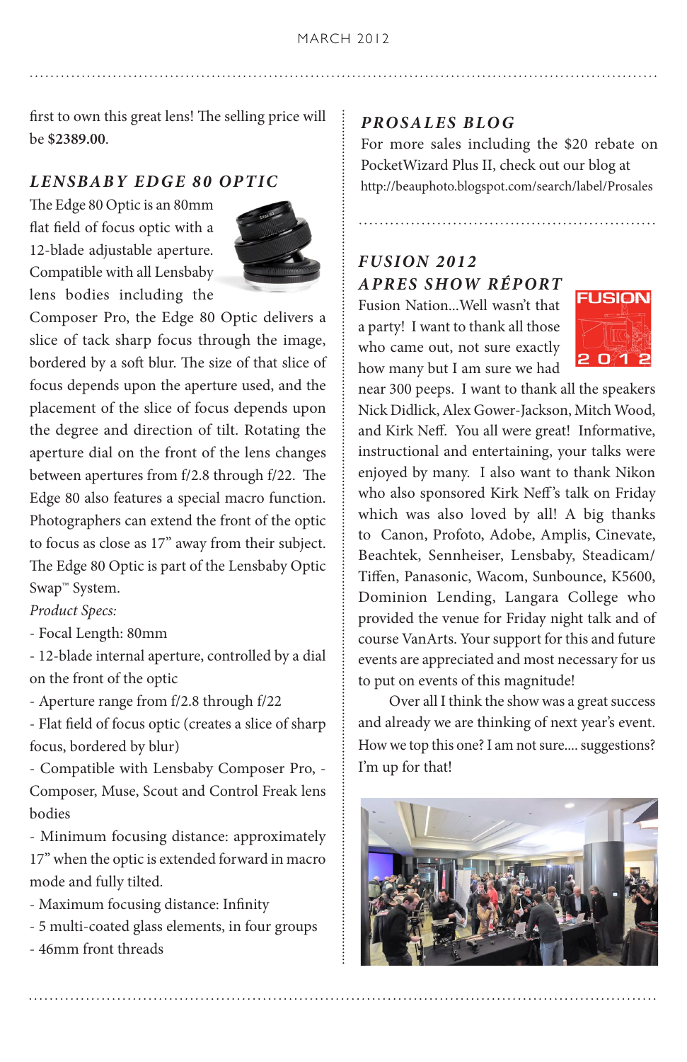first to own this great lens! The selling price will be **$2389.00**.

## *LENSBABY EDGE 80 OPTIC*

The Edge 80 Optic is an 80mm flat field of focus optic with a 12-blade adjustable aperture. Compatible with all Lensbaby lens bodies including the Composer Pro, the Edge 80 Optic delivers a slice of tack sharp focus through the image, bordered by a soft blur. The size of that slice of focus depends upon the aperture used, and the placement of the slice of focus depends upon the degree and direction of tilt. Rotating the aperture dial on the front of the lens changes between apertures from f/2.8 through f/22. The Edge 80 also features a special macro function. Photographers can extend the front of the optic to focus as close as 17" away from their subject. The Edge 80 Optic is part of the Lensbaby Optic Swap™ System.

*Product Specs:*

- Focal Length: 80mm
- 12-blade internal aperture, controlled by a dial on the front of the optic
- Aperture range from f/2.8 through f/22
- Flat field of focus optic (creates a slice of sharp focus, bordered by blur)
- Compatible with Lensbaby Composer Pro, - Composer, Muse, Scout and Control Freak lens bodies
- Minimum focusing distance: approximately 17" when the optic is extended forward in macro mode and fully tilted.
- Maximum focusing distance: Infinity
- 5 multi-coated glass elements, in four groups
- 46mm front threads

## *PROSALES BLOG*

For more sales including the $20 rebate on PocketWizard Plus II, check out our blog at http://beauphoto.blogspot.com/search/label/Prosales

## *FUSION 2012 APRES SHOW RÉPORT*

Fusion Nation...Well wasn't that a party! I want to thank all those who came out, not sure exactly how many but I am sure we had near 300 peeps. I want to thank all the speakers Nick Didlick, Alex Gower-Jackson, Mitch Wood, and Kirk Neff. You all were great! Informative, instructional and entertaining, your talks were enjoyed by many. I also want to thank Nikon who also sponsored Kirk Neff's talk on Friday which was also loved by all! A big thanks to Canon, Profoto, Adobe, Amplis, Cinevate, Beachtek, Sennheiser, Lensbaby, Steadicam/Tiffen, Panasonic, Wacom, Sunbounce, K5600, Dominion Lending, Langara College who provided the venue for Friday night talk and of course VanArts. Your support for this and future events are appreciated and most necessary for us to put on events of this magnitude!

Over all I think the show was a great success and already we are thinking of next year's event. How we top this one? I am not sure.... suggestions? I'm up for that!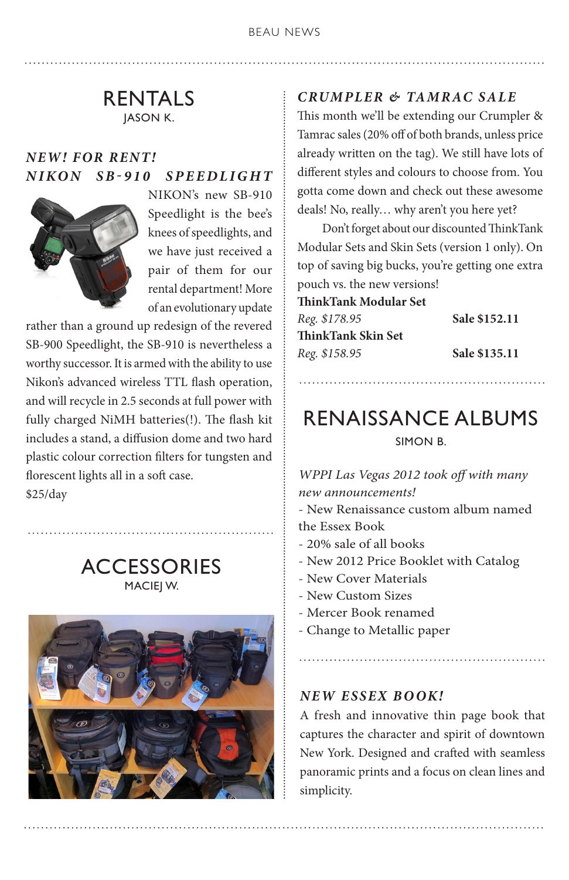## RENTALS

JASON K.

### *NEW! FOR RENT! NIKON SB-910 SPEEDLIGHT*

NIKON's new SB-910 Speedlight is the bee's knees of speedlights, and we have just received a pair of them for our rental department! More of an evolutionary update rather than a ground up redesign of the revered SB-900 Speedlight, the SB-910 is nevertheless a worthy successor. It is armed with the ability to use Nikon's advanced wireless TTL flash operation, and will recycle in 2.5 seconds at full power with fully charged NiMH batteries(!). The flash kit includes a stand, a diffusion dome and two hard plastic colour correction filters for tungsten and florescent lights all in a soft case.

$25/day

## ACCESSORIES

MACIEJ W.

### *CRUMPLER & TAMRAC SALE*

This month we'll be extending our Crumpler & Tamrac sales (20% off of both brands, unless price already written on the tag). We still have lots of different styles and colours to choose from. You gotta come down and check out these awesome deals! No, really… why aren't you here yet?

Don't forget about our discounted ThinkTank Modular Sets and Skin Sets (version 1 only). On top of saving big bucks, you're getting one extra pouch vs. the new versions!

**ThinkTank Modular Set**
*Reg. $178.95* — **Sale $152.11**

**ThinkTank Skin Set**
*Reg. $158.95* — **Sale $135.11**

## RENAISSANCE ALBUMS

SIMON B.

*WPPI Las Vegas 2012 took off with many new announcements!*

- New Renaissance custom album named the Essex Book
- 20% sale of all books
- New 2012 Price Booklet with Catalog
- New Cover Materials
- New Custom Sizes
- Mercer Book renamed
- Change to Metallic paper

### *NEW ESSEX BOOK!*

A fresh and innovative thin page book that captures the character and spirit of downtown New York. Designed and crafted with seamless panoramic prints and a focus on clean lines and simplicity.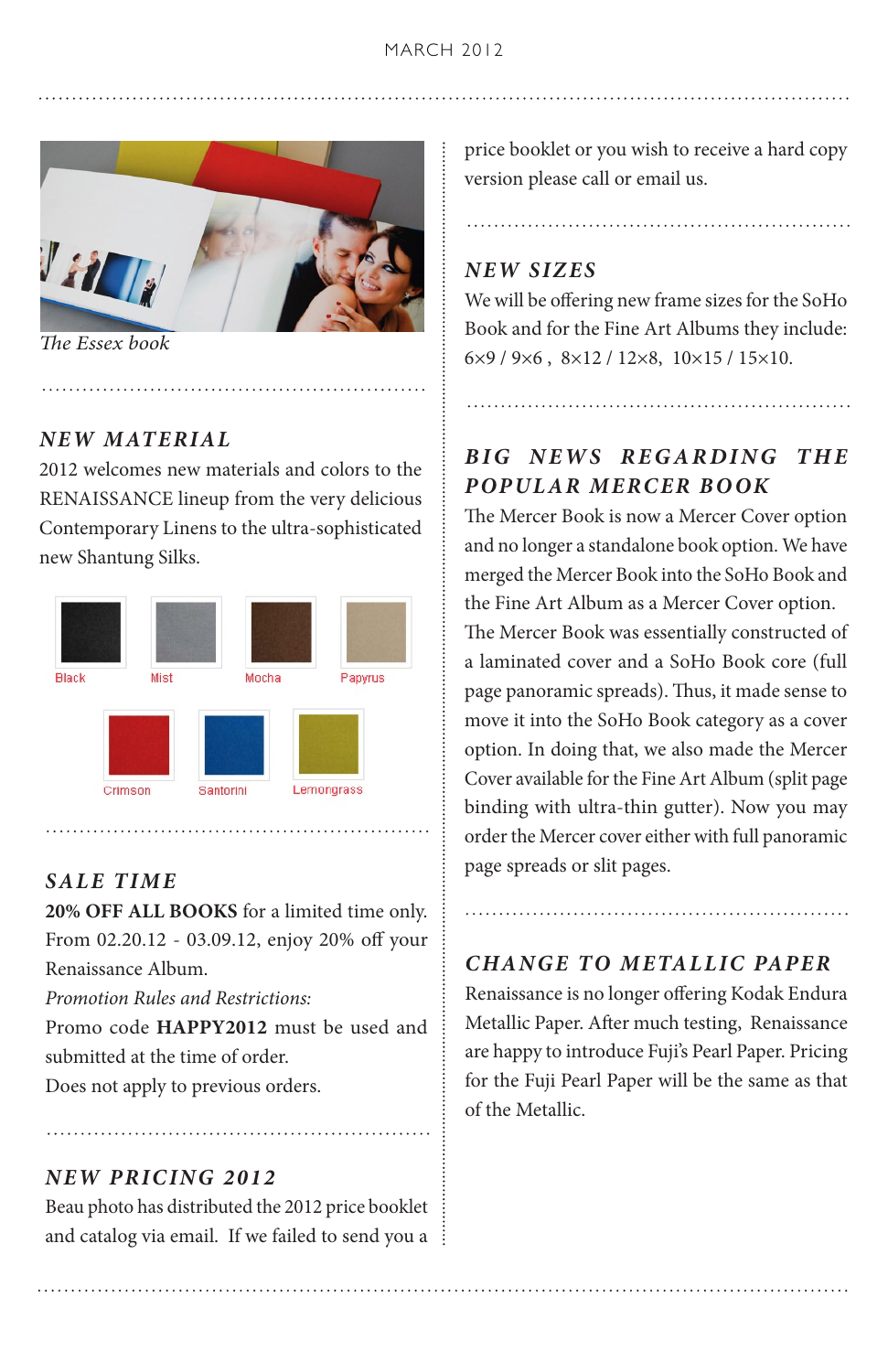*The Essex book*

## NEW MATERIAL

2012 welcomes new materials and colors to the RENAISSANCE lineup from the very delicious Contemporary Linens to the ultra-sophisticated new Shantung Silks.

Black Mist Mocha Papyrus

Crimson Santorini Lemongrass

## SALE TIME

**20% OFF ALL BOOKS** for a limited time only. From 02.20.12 - 03.09.12, enjoy 20% off your Renaissance Album.

*Promotion Rules and Restrictions:*

Promo code **HAPPY2012** must be used and submitted at the time of order.

Does not apply to previous orders.

## NEW PRICING 2012

Beau photo has distributed the 2012 price booklet and catalog via email. If we failed to send you a price booklet or you wish to receive a hard copy version please call or email us.

## NEW SIZES

We will be offering new frame sizes for the SoHo Book and for the Fine Art Albums they include: 6×9 / 9×6 , 8×12 / 12×8, 10×15 / 15×10.

## BIG NEWS REGARDING THE POPULAR MERCER BOOK

The Mercer Book is now a Mercer Cover option and no longer a standalone book option. We have merged the Mercer Book into the SoHo Book and the Fine Art Album as a Mercer Cover option. The Mercer Book was essentially constructed of a laminated cover and a SoHo Book core (full page panoramic spreads). Thus, it made sense to move it into the SoHo Book category as a cover option. In doing that, we also made the Mercer Cover available for the Fine Art Album (split page binding with ultra-thin gutter). Now you may order the Mercer cover either with full panoramic page spreads or slit pages.

## CHANGE TO METALLIC PAPER

Renaissance is no longer offering Kodak Endura Metallic Paper. After much testing, Renaissance are happy to introduce Fuji's Pearl Paper. Pricing for the Fuji Pearl Paper will be the same as that of the Metallic.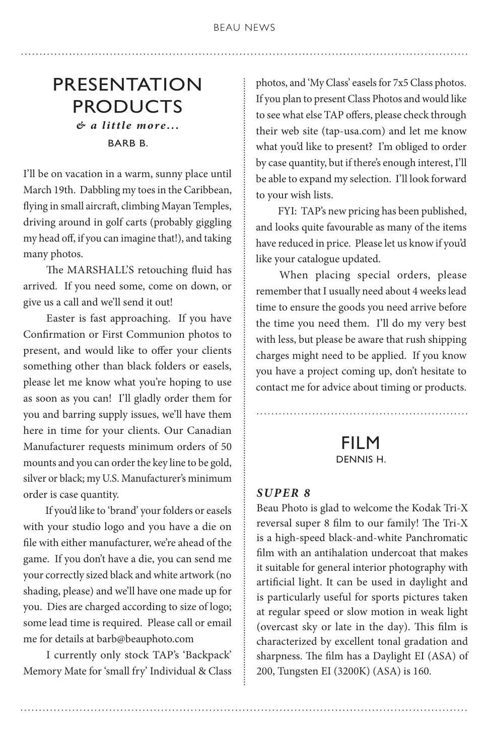## PRESENTATION PRODUCTS

***& a little more…***

BARB B.

I'll be on vacation in a warm, sunny place until March 19th. Dabbling my toes in the Caribbean, flying in small aircraft, climbing Mayan Temples, driving around in golf carts (probably giggling my head off, if you can imagine that!), and taking many photos.

The MARSHALL'S retouching fluid has arrived. If you need some, come on down, or give us a call and we'll send it out!

Easter is fast approaching. If you have Confirmation or First Communion photos to present, and would like to offer your clients something other than black folders or easels, please let me know what you're hoping to use as soon as you can! I'll gladly order them for you and barring supply issues, we'll have them here in time for your clients. Our Canadian Manufacturer requests minimum orders of 50 mounts and you can order the key line to be gold, silver or black; my U.S. Manufacturer's minimum order is case quantity.

If you'd like to 'brand' your folders or easels with your studio logo and you have a die on file with either manufacturer, we're ahead of the game. If you don't have a die, you can send me your correctly sized black and white artwork (no shading, please) and we'll have one made up for you. Dies are charged according to size of logo; some lead time is required. Please call or email me for details at barb@beauphoto.com

I currently only stock TAP's 'Backpack' Memory Mate for 'small fry' Individual & Class photos, and 'My Class' easels for 7x5 Class photos. If you plan to present Class Photos and would like to see what else TAP offers, please check through their web site (tap-usa.com) and let me know what you'd like to present? I'm obliged to order by case quantity, but if there's enough interest, I'll be able to expand my selection. I'll look forward to your wish lists.

FYI: TAP's new pricing has been published, and looks quite favourable as many of the items have reduced in price. Please let us know if you'd like your catalogue updated.

When placing special orders, please remember that I usually need about 4 weeks lead time to ensure the goods you need arrive before the time you need them. I'll do my very best with less, but please be aware that rush shipping charges might need to be applied. If you know you have a project coming up, don't hesitate to contact me for advice about timing or products.

## FILM

DENNIS H.

### *SUPER 8*

Beau Photo is glad to welcome the Kodak Tri-X reversal super 8 film to our family! The Tri-X is a high-speed black-and-white Panchromatic film with an antihalation undercoat that makes it suitable for general interior photography with artificial light. It can be used in daylight and is particularly useful for sports pictures taken at regular speed or slow motion in weak light (overcast sky or late in the day). This film is characterized by excellent tonal gradation and sharpness. The film has a Daylight EI (ASA) of 200, Tungsten EI (3200K) (ASA) is 160.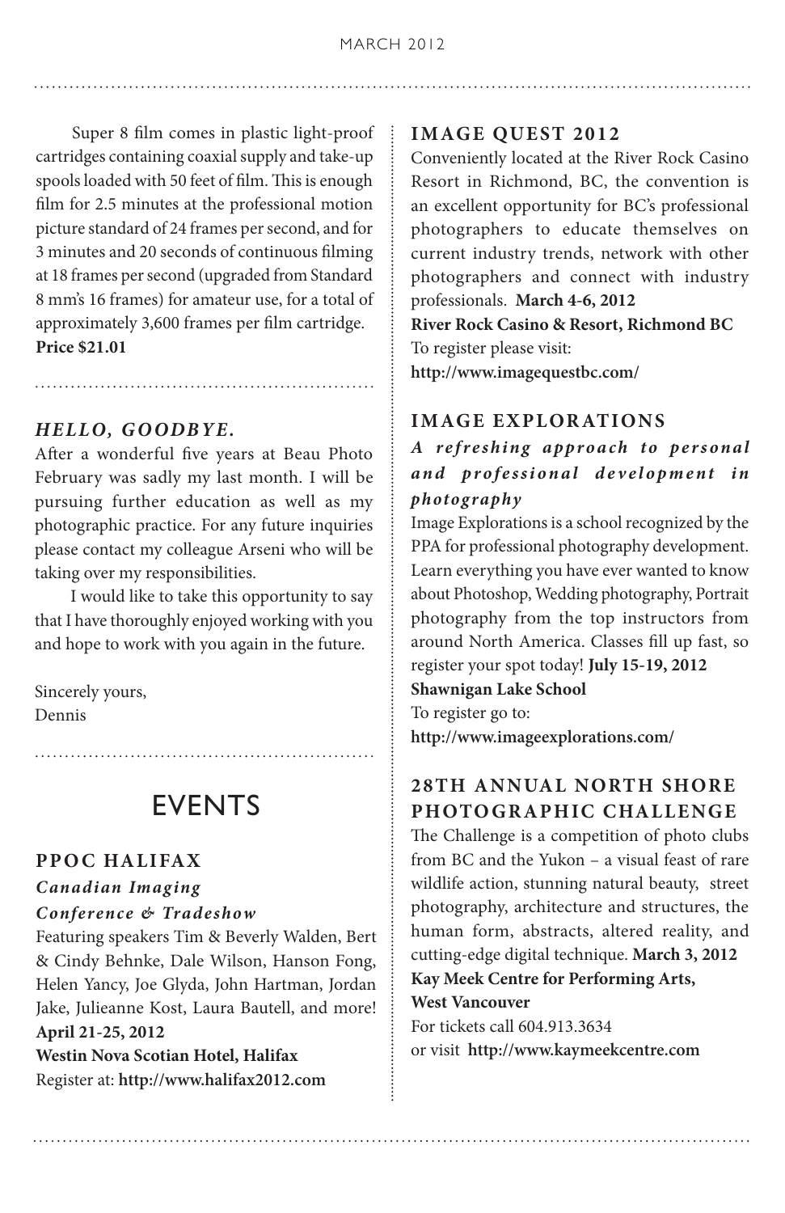Super 8 film comes in plastic light-proof cartridges containing coaxial supply and take-up spools loaded with 50 feet of film. This is enough film for 2.5 minutes at the professional motion picture standard of 24 frames per second, and for 3 minutes and 20 seconds of continuous filming at 18 frames per second (upgraded from Standard 8 mm's 16 frames) for amateur use, for a total of approximately 3,600 frames per film cartridge.
**Price $21.01**

### *HELLO, GOODBYE.*

After a wonderful five years at Beau Photo February was sadly my last month. I will be pursuing further education as well as my photographic practice. For any future inquiries please contact my colleague Arseni who will be taking over my responsibilities.

I would like to take this opportunity to say that I have thoroughly enjoyed working with you and hope to work with you again in the future.

Sincerely yours,
Dennis

## EVENTS

### PPOC HALIFAX

***Canadian Imaging Conference & Tradeshow***

Featuring speakers Tim & Beverly Walden, Bert & Cindy Behnke, Dale Wilson, Hanson Fong, Helen Yancy, Joe Glyda, John Hartman, Jordan Jake, Julieanne Kost, Laura Bautell, and more!
**April 21-25, 2012**
**Westin Nova Scotian Hotel, Halifax**
Register at: **http://www.halifax2012.com**

### IMAGE QUEST 2012

Conveniently located at the River Rock Casino Resort in Richmond, BC, the convention is an excellent opportunity for BC's professional photographers to educate themselves on current industry trends, network with other photographers and connect with industry professionals. **March 4-6, 2012**
**River Rock Casino & Resort, Richmond BC**
To register please visit:
**http://www.imagequestbc.com/**

### IMAGE EXPLORATIONS

***A refreshing approach to personal and professional development in photography***

Image Explorations is a school recognized by the PPA for professional photography development. Learn everything you have ever wanted to know about Photoshop, Wedding photography, Portrait photography from the top instructors from around North America. Classes fill up fast, so register your spot today! **July 15-19, 2012**
**Shawnigan Lake School**
To register go to:
**http://www.imageexplorations.com/**

### 28TH ANNUAL NORTH SHORE PHOTOGRAPHIC CHALLENGE

The Challenge is a competition of photo clubs from BC and the Yukon – a visual feast of rare wildlife action, stunning natural beauty, street photography, architecture and structures, the human form, abstracts, altered reality, and cutting-edge digital technique. **March 3, 2012**
**Kay Meek Centre for Performing Arts, West Vancouver**
For tickets call 604.913.3634
or visit **http://www.kaymeekcentre.com**